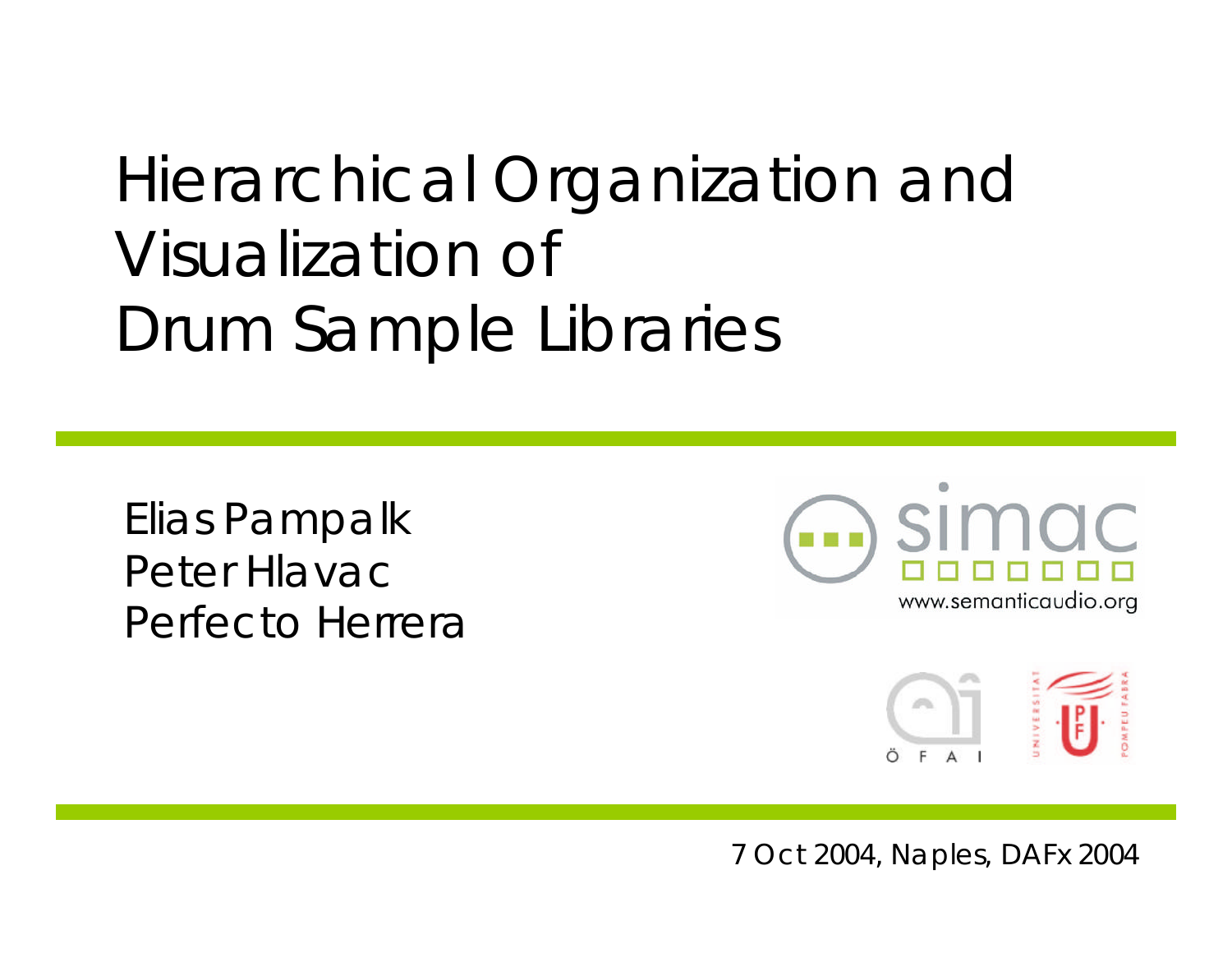# Hierarchical Organization and Visualization of Drum Sample Libraries

Elias Pampalk
Peter Hlavac
Perfecto Herrera

simac
www.semanticaudio.org

ÖFAI

UNIVERSITAT POMPEU FABRA

7 Oct 2004, Naples, DAFx 2004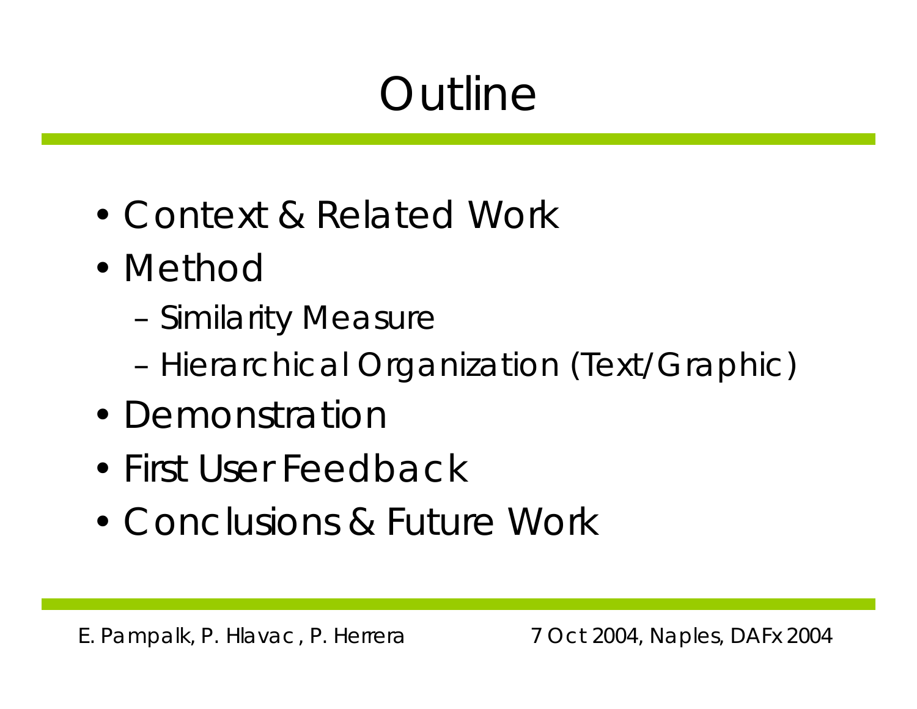# Outline

- Context & Related Work
- Method
  - Similarity Measure
  - Hierarchical Organization (Text/Graphic)
- Demonstration
- First User Feedback
- Conclusions & Future Work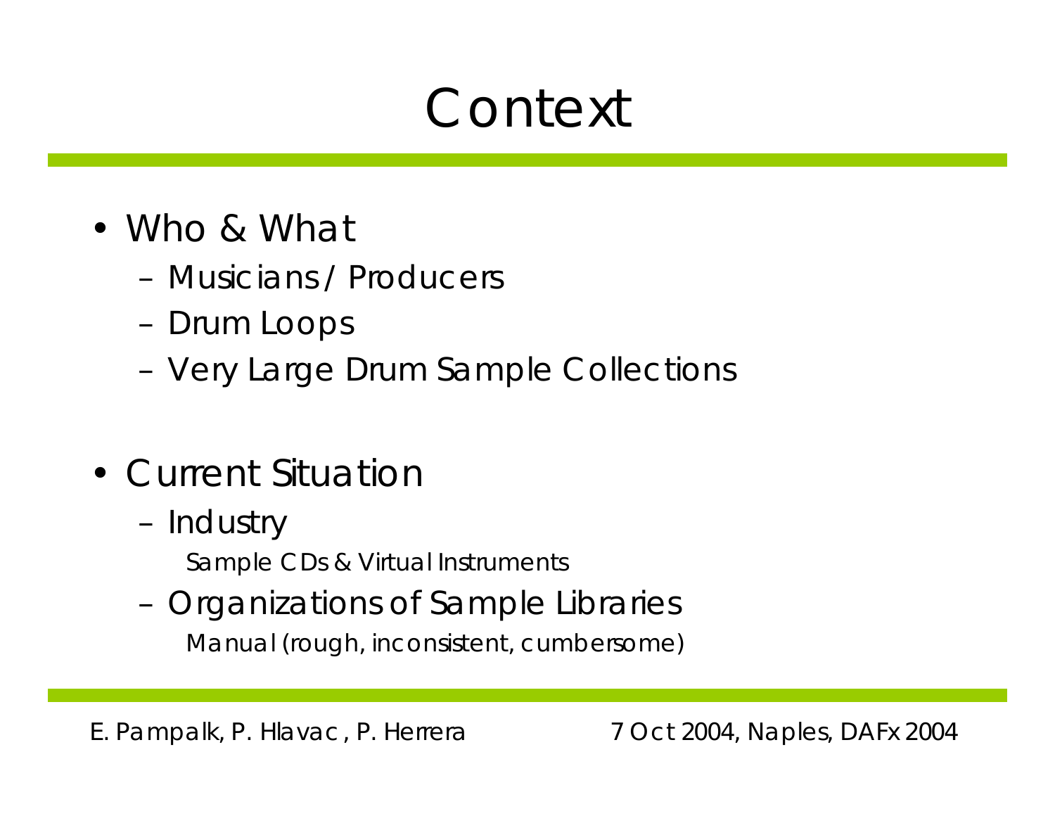# Context

- Who & What
  - Musicians / Producers
  - Drum Loops
  - Very Large Drum Sample Collections

- Current Situation
  - Industry

    Sample CDs & Virtual Instruments
  - Organizations of Sample Libraries

    Manual (rough, inconsistent, cumbersome)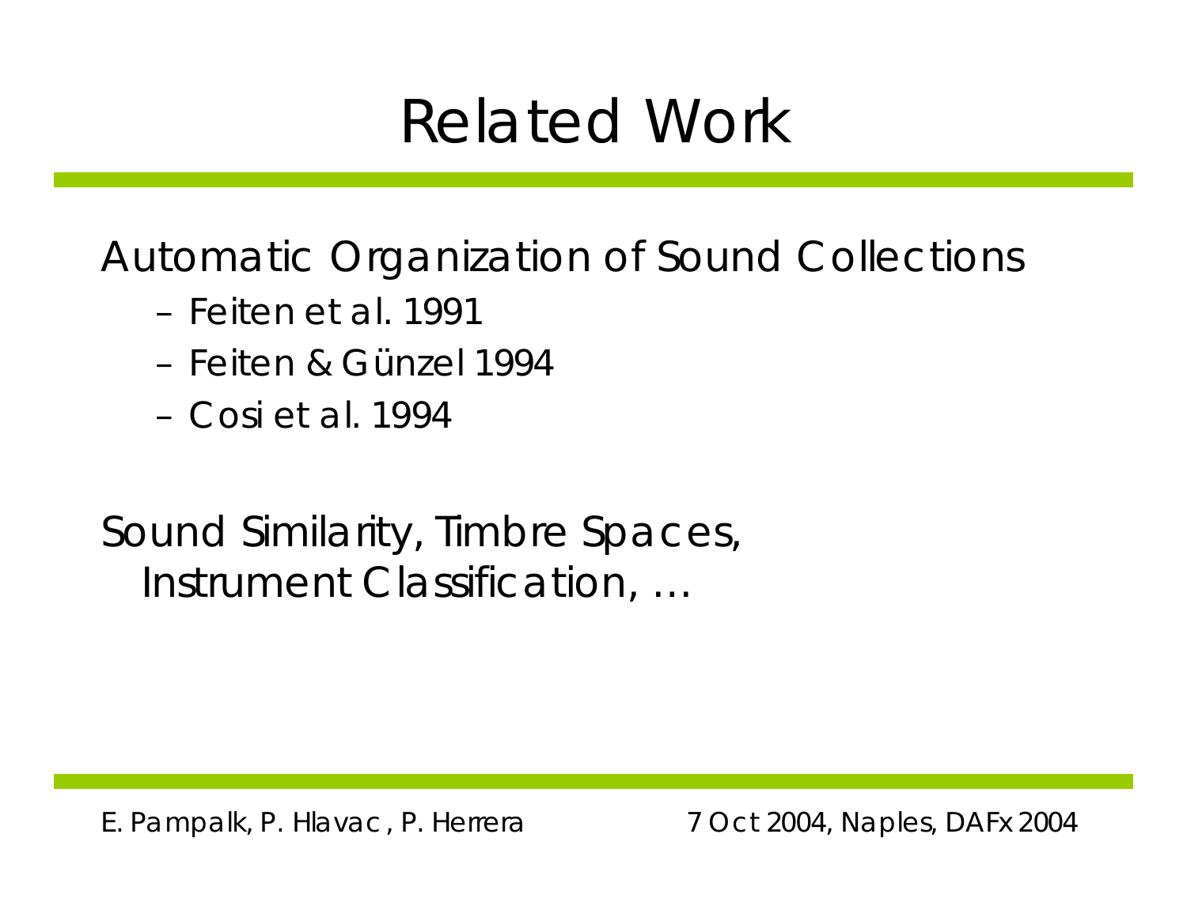# Related Work

Automatic Organization of Sound Collections

- Feiten et al. 1991
- Feiten & Günzel 1994
- Cosi et al. 1994

Sound Similarity, Timbre Spaces, Instrument Classification, …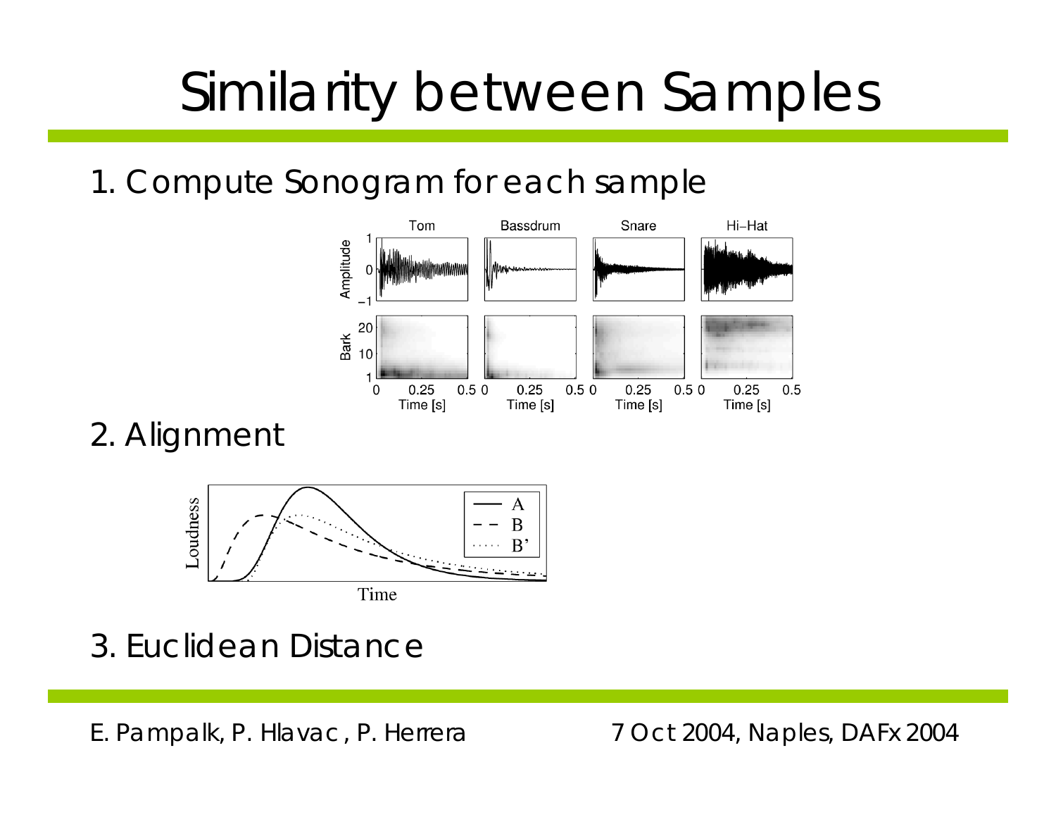# Similarity between Samples

1. Compute Sonogram for each sample

Tom
Bassdrum
Snare
Hi−Hat
Amplitude
1
0
−1
Bark
20
10
1
0
0.25
0.5
Time [s]

2. Alignment

Loudness
Time
A
B
B'

3. Euclidean Distance

E. Pampalk, P. Hlavac, P. Herrera

7 Oct 2004, Naples, DAFx 2004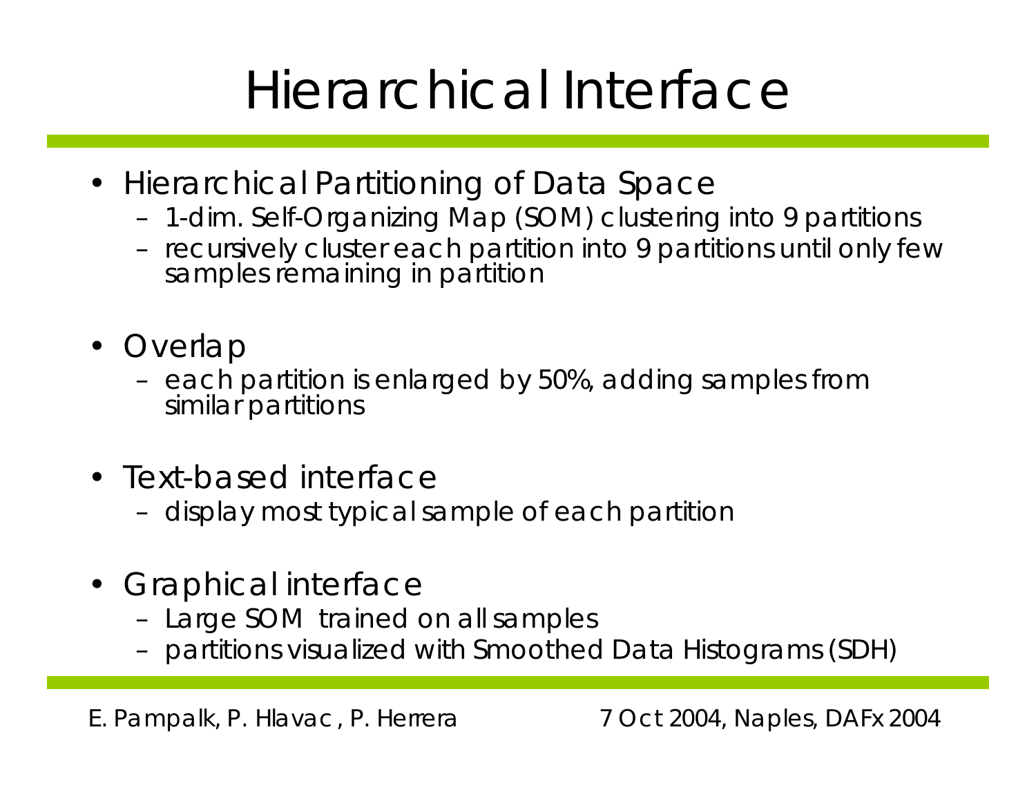# Hierarchical Interface

- Hierarchical Partitioning of Data Space
  - 1-dim. Self-Organizing Map (SOM) clustering into 9 partitions
  - recursively cluster each partition into 9 partitions until only few samples remaining in partition
- Overlap
  - each partition is enlarged by 50%, adding samples from similar partitions
- Text-based interface
  - display most typical sample of each partition
- Graphical interface
  - Large SOM trained on all samples
  - partitions visualized with Smoothed Data Histograms (SDH)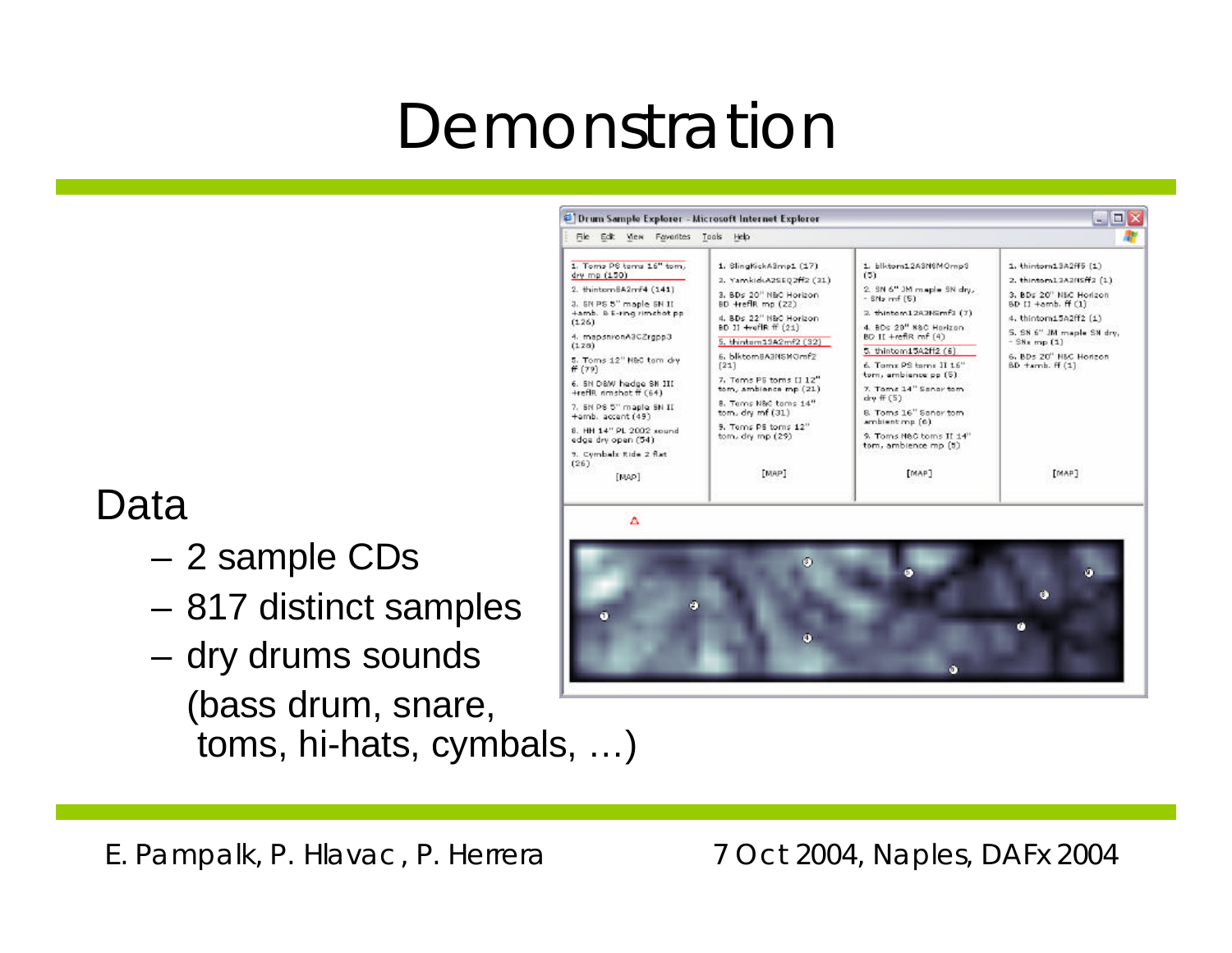# Demonstration

Data

- 2 sample CDs
- 817 distinct samples
- dry drums sounds (bass drum, snare, toms, hi-hats, cymbals, …)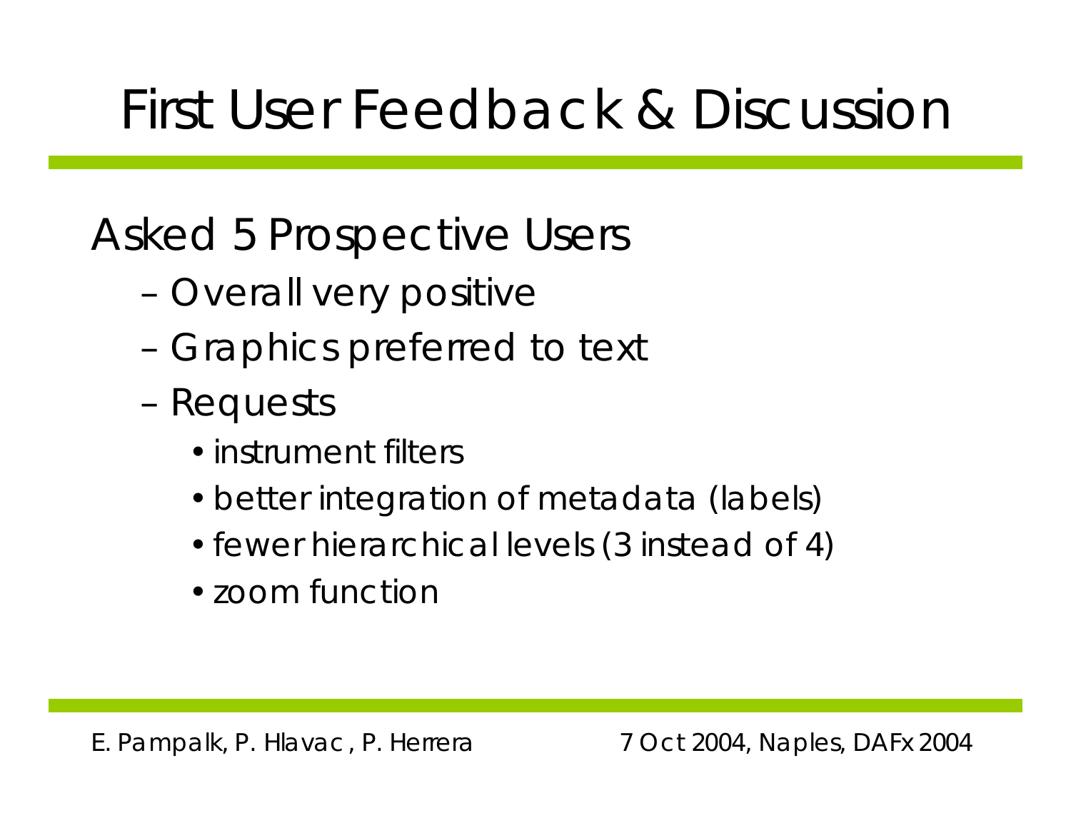# First User Feedback & Discussion

Asked 5 Prospective Users

- Overall very positive
- Graphics preferred to text
- Requests
  - instrument filters
  - better integration of metadata (labels)
  - fewer hierarchical levels (3 instead of 4)
  - zoom function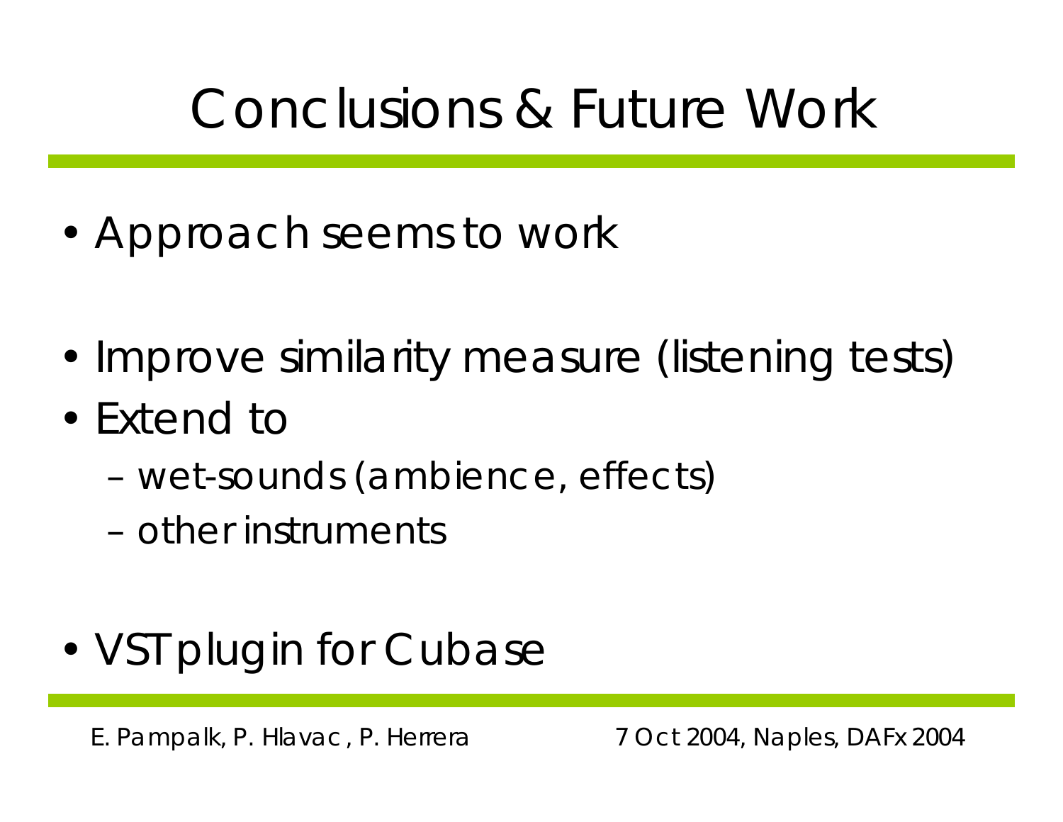# Conclusions & Future Work

- Approach seems to work

- Improve similarity measure (listening tests)
- Extend to
  - wet-sounds (ambience, effects)
  - other instruments

- VST plugin for Cubase